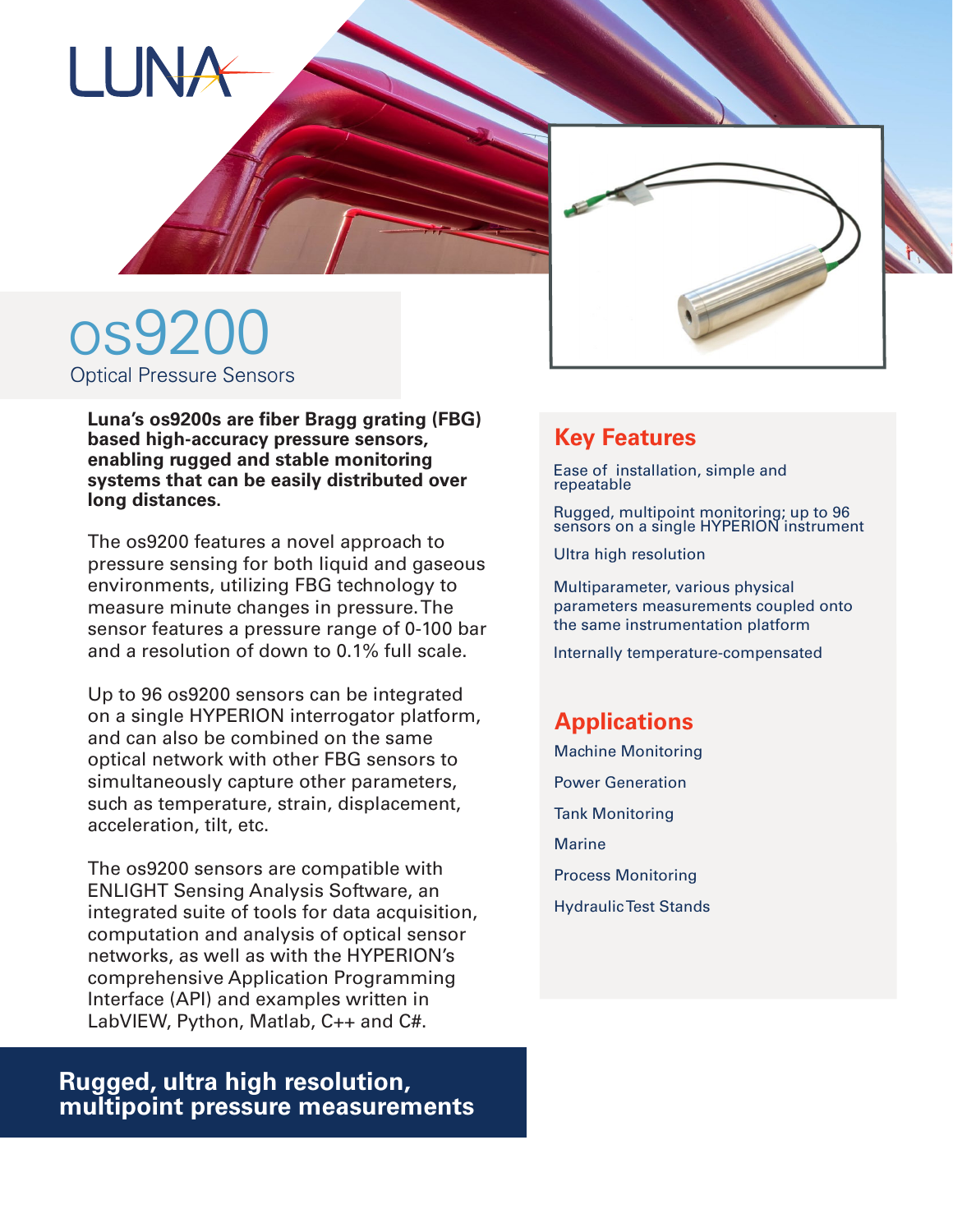LUNA

# os9200

## Optical Pressure Sensors

**Luna's os9200s are fiber Bragg grating (FBG) based high-accuracy pressure sensors, enabling rugged and stable monitoring systems that can be easily distributed over long distances.**

The os9200 features a novel approach to pressure sensing for both liquid and gaseous environments, utilizing FBG technology to measure minute changes in pressure. The sensor features a pressure range of 0-100 bar and a resolution of down to 0.1% full scale.

Up to 96 os9200 sensors can be integrated on a single HYPERION interrogator platform, and can also be combined on the same optical network with other FBG sensors to simultaneously capture other parameters, such as temperature, strain, displacement, acceleration, tilt, etc.

The os9200 sensors are compatible with ENLIGHT Sensing Analysis Software, an integrated suite of tools for data acquisition, computation and analysis of optical sensor networks, as well as with the HYPERION's comprehensive Application Programming Interface (API) and examples written in LabVIEW, Python, Matlab, C++ and C#.

**Rugged, ultra high resolution, multipoint pressure measurements**

## Key Features

Ease of installation, simple and repeatable

Rugged, multipoint monitoring; up to 96 sensors on a single HYPERION instrument

Ultra high resolution

Multiparameter, various physical parameters measurements coupled onto the same instrumentation platform

Internally temperature-compensated

## Applications

Machine Monitoring

Power Generation

Tank Monitoring

Marine

Process Monitoring

Hydraulic Test Stands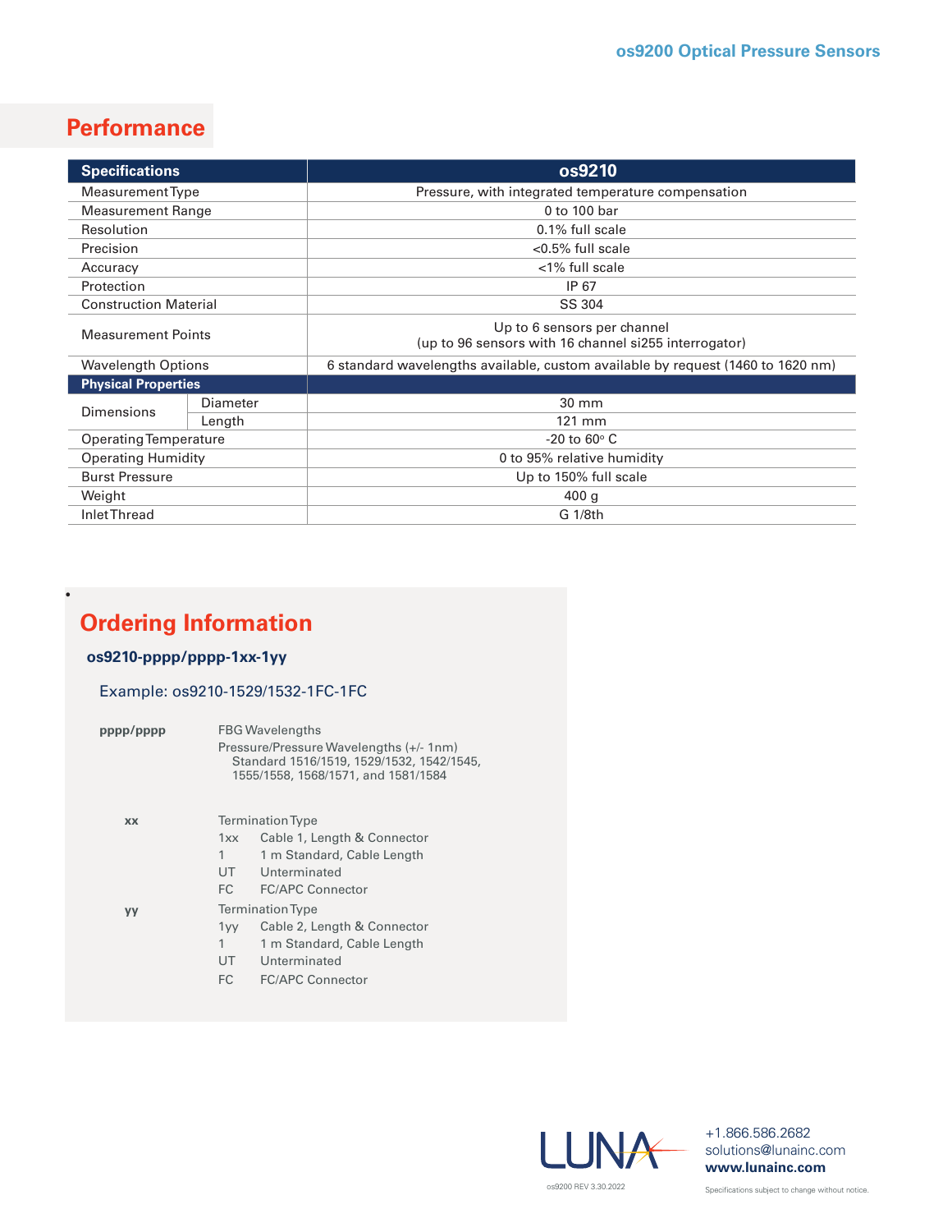## Performance

| Specifications | | os9210 |
|---|---|---|
| Measurement Type | | Pressure, with integrated temperature compensation |
| Measurement Range | | 0 to 100 bar |
| Resolution | | 0.1% full scale |
| Precision | | <0.5% full scale |
| Accuracy | | <1% full scale |
| Protection | | IP 67 |
| Construction Material | | SS 304 |
| Measurement Points | | Up to 6 sensors per channel (up to 96 sensors with 16 channel si255 interrogator) |
| Wavelength Options | | 6 standard wavelengths available, custom available by request (1460 to 1620 nm) |
| **Physical Properties** | | |
| Dimensions | Diameter | 30 mm |
| | Length | 121 mm |
| Operating Temperature | | -20 to 60° C |
| Operating Humidity | | 0 to 95% relative humidity |
| Burst Pressure | | Up to 150% full scale |
| Weight | | 400 g |
| Inlet Thread | | G 1/8th |

## Ordering Information

**os9210-pppp/pppp-1xx-1yy**

Example: os9210-1529/1532-1FC-1FC

**pppp/pppp** FBG Wavelengths
Pressure/Pressure Wavelengths (+/- 1nm)
Standard 1516/1519, 1529/1532, 1542/1545, 1555/1558, 1568/1571, and 1581/1584

**xx** Termination Type
- 1xx Cable 1, Length & Connector
- 1 1 m Standard, Cable Length
- UT Unterminated
- FC FC/APC Connector

**yy** Termination Type
- 1yy Cable 2, Length & Connector
- 1 1 m Standard, Cable Length
- UT Unterminated
- FC FC/APC Connector

LUNA

+1.866.586.2682
solutions@lunainc.com
**www.lunainc.com**

os9200 REV 3.30.2022

Specifications subject to change without notice.